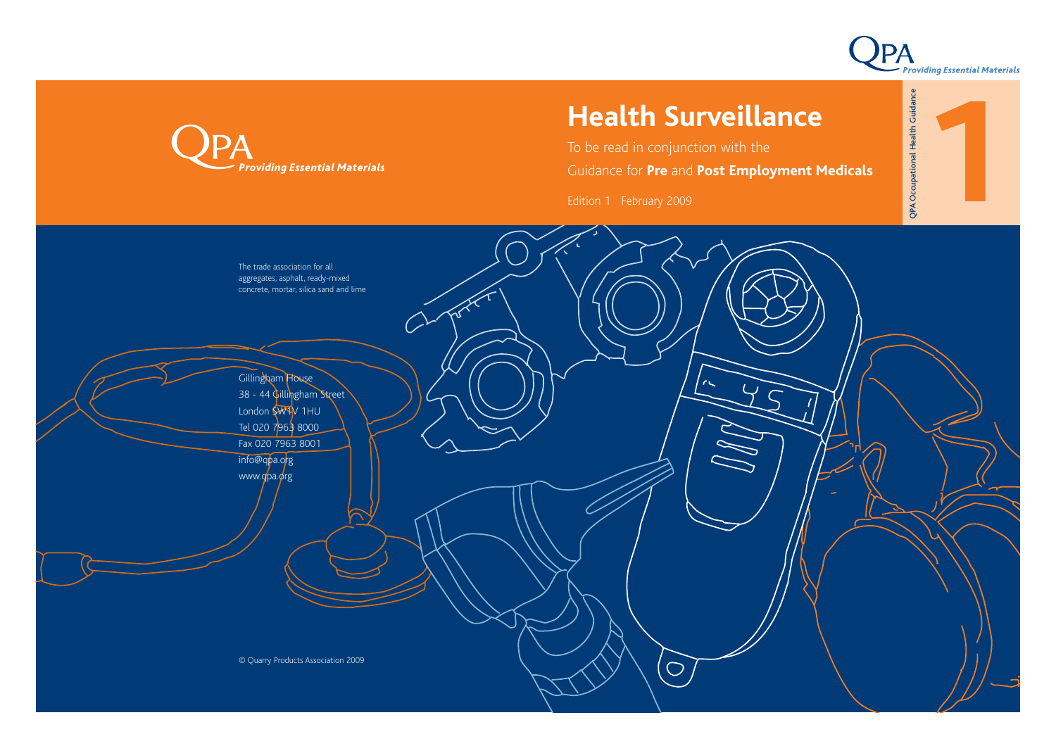QPA *Providing Essential Materials*

# Health Surveillance

To be read in conjunction with the Guidance for **Pre** and **Post Employment Medicals**

Edition 1 February 2009

QPA Occupational Health Guidance

**1**

The trade association for all aggregates, asphalt, ready-mixed concrete, mortar, silica sand and lime

Gillingham House
38 - 44 Gillingham Street
London SW1V 1HU
Tel 020 7963 8000
Fax 020 7963 8001
info@qpa.org
www.qpa.org

© Quarry Products Association 2009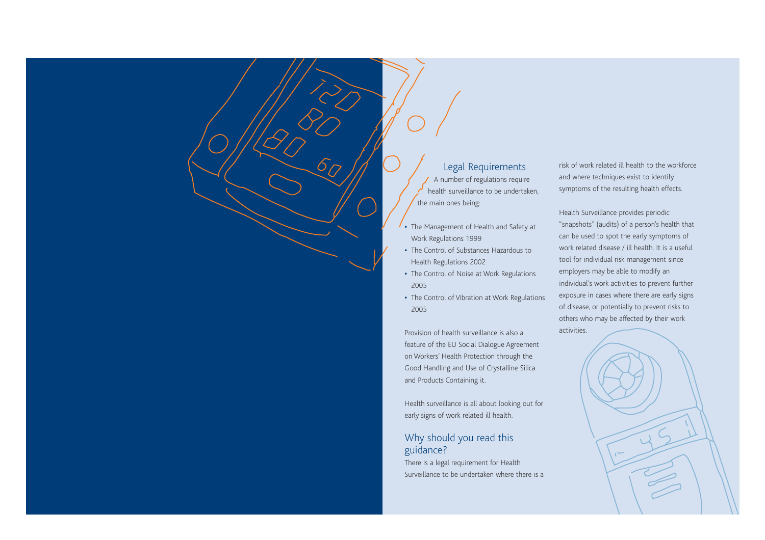## Legal Requirements

A number of regulations require health surveillance to be undertaken, the main ones being:

- The Management of Health and Safety at Work Regulations 1999
- The Control of Substances Hazardous to Health Regulations 2002
- The Control of Noise at Work Regulations 2005
- The Control of Vibration at Work Regulations 2005

Provision of health surveillance is also a feature of the EU Social Dialogue Agreement on Workers' Health Protection through the Good Handling and Use of Crystalline Silica and Products Containing it.

Health surveillance is all about looking out for early signs of work related ill health.

## Why should you read this guidance?

There is a legal requirement for Health Surveillance to be undertaken where there is a risk of work related ill health to the workforce and where techniques exist to identify symptoms of the resulting health effects.

Health Surveillance provides periodic "snapshots" (audits) of a person's health that can be used to spot the early symptoms of work related disease / ill health. It is a useful tool for individual risk management since employers may be able to modify an individual's work activities to prevent further exposure in cases where there are early signs of disease, or potentially to prevent risks to others who may be affected by their work activities.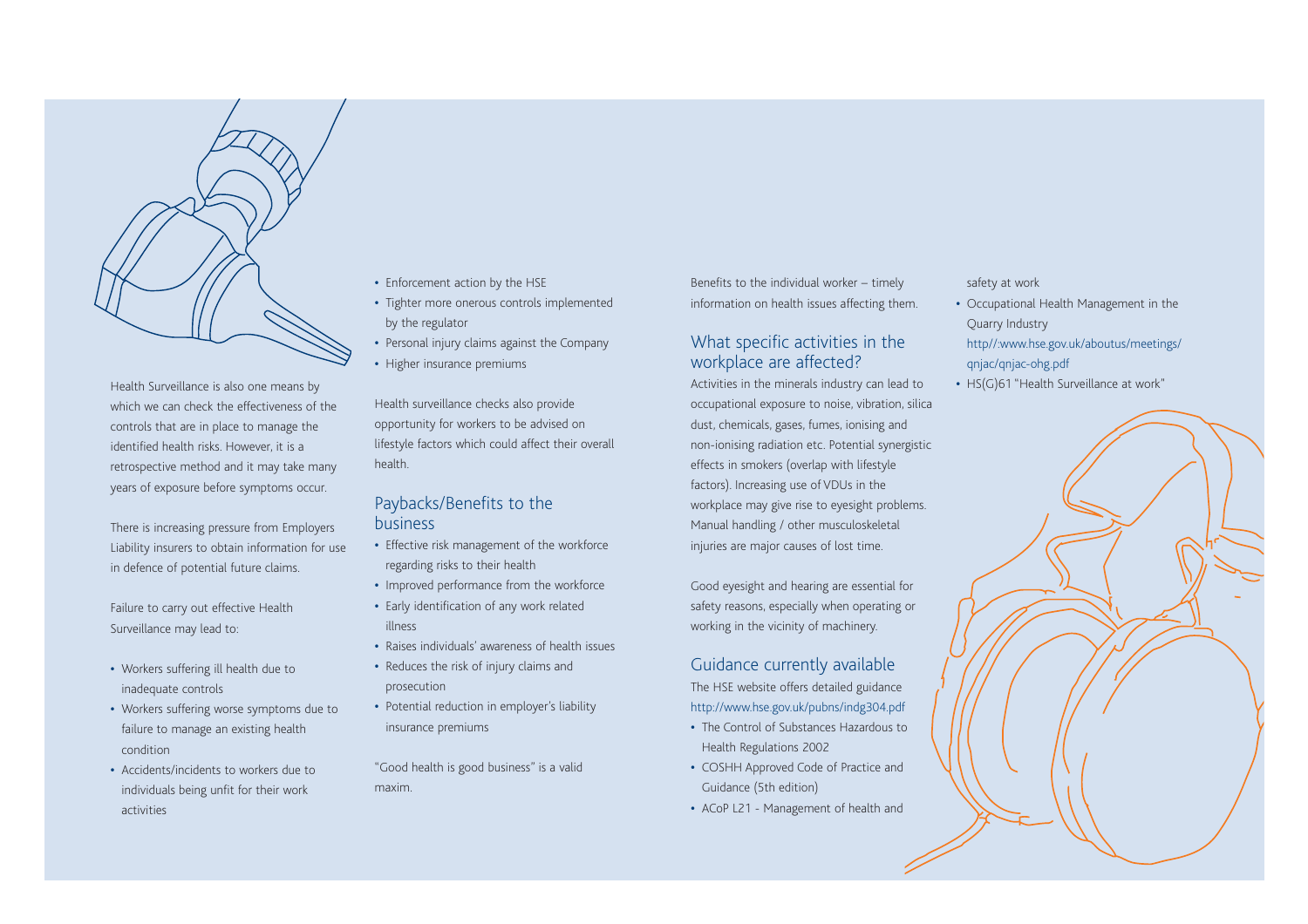Health Surveillance is also one means by which we can check the effectiveness of the controls that are in place to manage the identified health risks. However, it is a retrospective method and it may take many years of exposure before symptoms occur.

There is increasing pressure from Employers Liability insurers to obtain information for use in defence of potential future claims.

Failure to carry out effective Health Surveillance may lead to:

- Workers suffering ill health due to inadequate controls
- Workers suffering worse symptoms due to failure to manage an existing health condition
- Accidents/incidents to workers due to individuals being unfit for their work activities
- Enforcement action by the HSE
- Tighter more onerous controls implemented by the regulator
- Personal injury claims against the Company
- Higher insurance premiums

Health surveillance checks also provide opportunity for workers to be advised on lifestyle factors which could affect their overall health.

## Paybacks/Benefits to the business

- Effective risk management of the workforce regarding risks to their health
- Improved performance from the workforce
- Early identification of any work related illness
- Raises individuals' awareness of health issues
- Reduces the risk of injury claims and prosecution
- Potential reduction in employer's liability insurance premiums

"Good health is good business" is a valid maxim.

Benefits to the individual worker – timely information on health issues affecting them.

## What specific activities in the workplace are affected?

Activities in the minerals industry can lead to occupational exposure to noise, vibration, silica dust, chemicals, gases, fumes, ionising and non-ionising radiation etc. Potential synergistic effects in smokers (overlap with lifestyle factors). Increasing use of VDUs in the workplace may give rise to eyesight problems. Manual handling / other musculoskeletal injuries are major causes of lost time.

Good eyesight and hearing are essential for safety reasons, especially when operating or working in the vicinity of machinery.

## Guidance currently available

The HSE website offers detailed guidance http://www.hse.gov.uk/pubns/indg304.pdf

- The Control of Substances Hazardous to Health Regulations 2002
- COSHH Approved Code of Practice and Guidance (5th edition)
- ACoP L21 - Management of health and safety at work
- Occupational Health Management in the Quarry Industry http//:www.hse.gov.uk/aboutus/meetings/qnjac/qnjac-ohg.pdf
- HS(G)61 "Health Surveillance at work"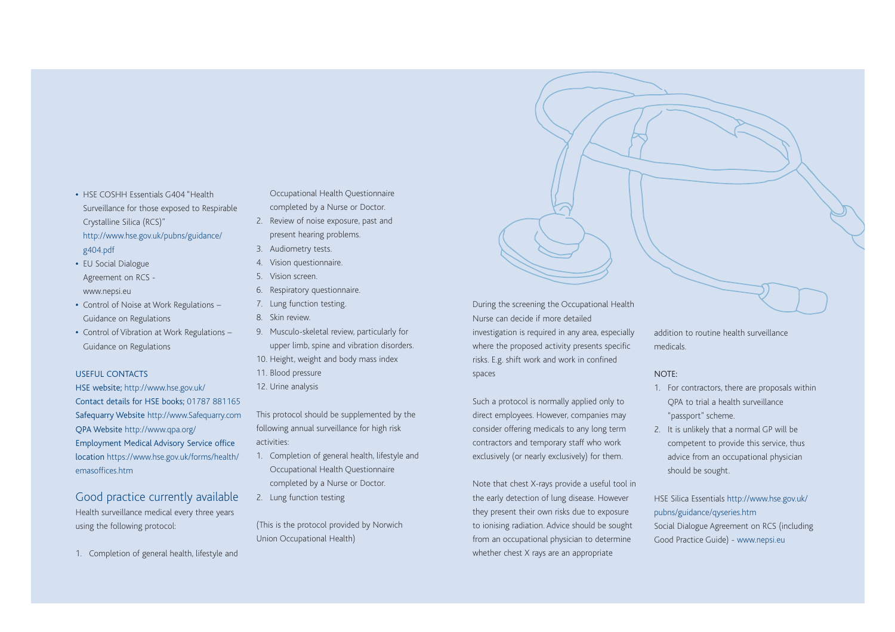- HSE COSHH Essentials G404 "Health Surveillance for those exposed to Respirable Crystalline Silica (RCS)" http://www.hse.gov.uk/pubns/guidance/g404.pdf
- EU Social Dialogue Agreement on RCS - www.nepsi.eu
- Control of Noise at Work Regulations – Guidance on Regulations
- Control of Vibration at Work Regulations – Guidance on Regulations

USEFUL CONTACTS

HSE website; http://www.hse.gov.uk/
Contact details for HSE books; 01787 881165
Safequarry Website http://www.Safequarry.com
QPA Website http://www.qpa.org/
Employment Medical Advisory Service office location https://www.hse.gov.uk/forms/health/emasoffices.htm

## Good practice currently available

Health surveillance medical every three years using the following protocol:

1. Completion of general health, lifestyle and Occupational Health Questionnaire completed by a Nurse or Doctor.
2. Review of noise exposure, past and present hearing problems.
3. Audiometry tests.
4. Vision questionnaire.
5. Vision screen.
6. Respiratory questionnaire.
7. Lung function testing.
8. Skin review.
9. Musculo-skeletal review, particularly for upper limb, spine and vibration disorders.
10. Height, weight and body mass index
11. Blood pressure
12. Urine analysis

This protocol should be supplemented by the following annual surveillance for high risk activities:

1. Completion of general health, lifestyle and Occupational Health Questionnaire completed by a Nurse or Doctor.
2. Lung function testing

(This is the protocol provided by Norwich Union Occupational Health)

During the screening the Occupational Health Nurse can decide if more detailed investigation is required in any area, especially where the proposed activity presents specific risks. E.g. shift work and work in confined spaces

Such a protocol is normally applied only to direct employees. However, companies may consider offering medicals to any long term contractors and temporary staff who work exclusively (or nearly exclusively) for them.

Note that chest X-rays provide a useful tool in the early detection of lung disease. However they present their own risks due to exposure to ionising radiation. Advice should be sought from an occupational physician to determine whether chest X rays are an appropriate addition to routine health surveillance medicals.

NOTE:

1. For contractors, there are proposals within QPA to trial a health surveillance "passport" scheme.
2. It is unlikely that a normal GP will be competent to provide this service, thus advice from an occupational physician should be sought.

HSE Silica Essentials http://www.hse.gov.uk/pubns/guidance/qyseries.htm
Social Dialogue Agreement on RCS (including Good Practice Guide) - www.nepsi.eu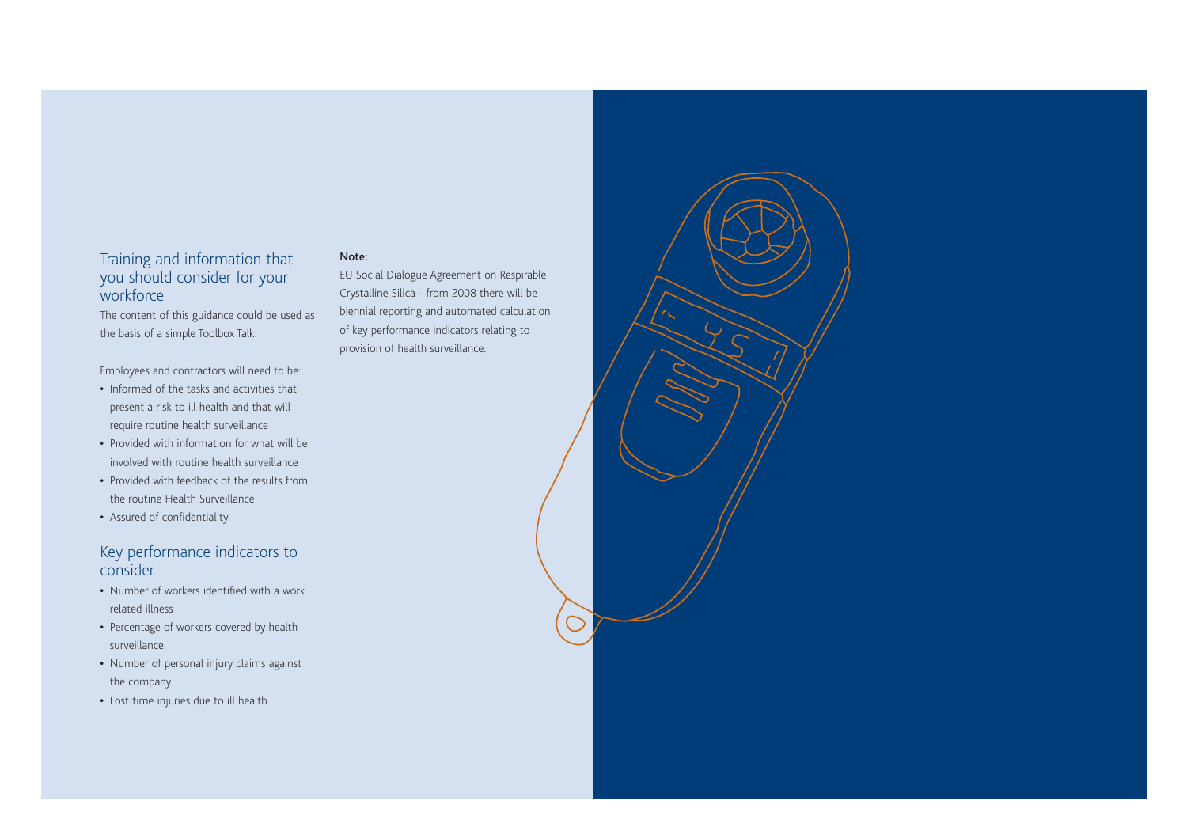## Training and information that you should consider for your workforce

The content of this guidance could be used as the basis of a simple Toolbox Talk.

Employees and contractors will need to be:

- Informed of the tasks and activities that present a risk to ill health and that will require routine health surveillance
- Provided with information for what will be involved with routine health surveillance
- Provided with feedback of the results from the routine Health Surveillance
- Assured of confidentiality.

## Key performance indicators to consider

- Number of workers identified with a work related illness
- Percentage of workers covered by health surveillance
- Number of personal injury claims against the company
- Lost time injuries due to ill health

**Note:**

EU Social Dialogue Agreement on Respirable Crystalline Silica - from 2008 there will be biennial reporting and automated calculation of key performance indicators relating to provision of health surveillance.